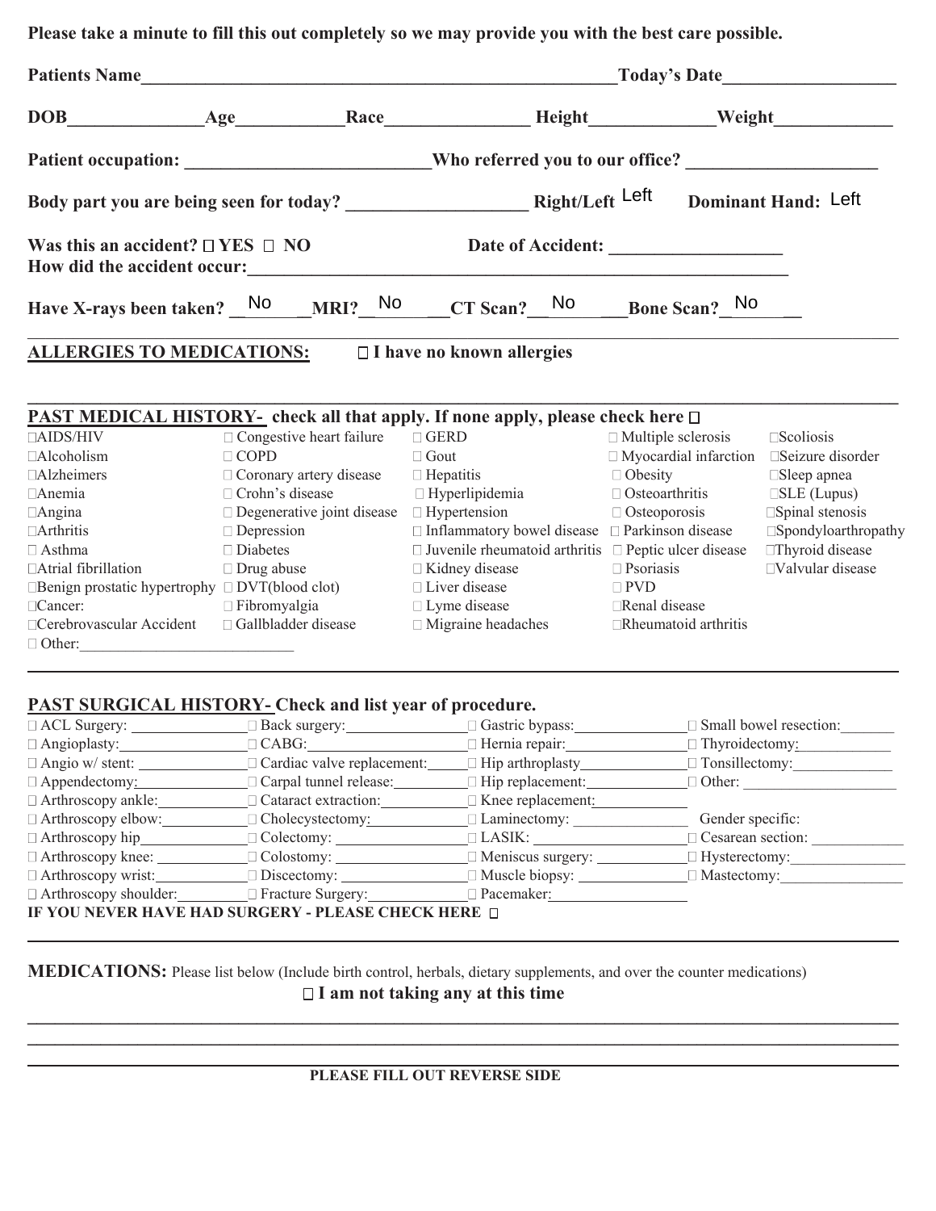**Please take a minute to fill this out completely so we may provide you with the best care possible.**

**Patients Name**\_\_\_\_\_\_\_\_\_\_\_\_\_\_\_\_\_\_\_\_\_\_\_\_\_\_\_\_\_\_\_\_\_\_\_\_\_\_\_\_\_\_\_\_\_\_\_\_\_\_\_\_ **Today's Date**\_\_\_\_\_\_\_\_\_\_\_\_\_\_\_\_\_\_

**DOB**\_\_\_\_\_\_\_\_\_\_\_\_\_\_\_ **Age**\_\_\_\_\_\_\_\_\_\_\_ **Race**\_\_\_\_\_\_\_\_\_\_\_\_\_\_\_ **Height**\_\_\_\_\_\_\_\_\_\_\_\_\_ **Weight**\_\_\_\_\_\_\_\_\_\_\_\_

**Patient occupation:** \_\_\_\_\_\_\_\_\_\_\_\_\_\_\_\_\_\_\_\_\_\_\_\_\_\_ **Who referred you to our office?** \_\_\_\_\_\_\_\_\_\_\_\_\_\_\_\_\_\_\_\_

**Body part you are being seen for today?** \_\_\_\_\_\_\_\_\_\_\_\_\_\_\_\_\_\_\_ **Right/Left** Left **Dominant Hand:** Left

**Was this an accident?** ☐ **YES** ☐ **NO** **Date of Accident:** \_\_\_\_\_\_\_\_\_\_\_\_\_\_\_\_\_\_

**How did the accident occur:**\_\_\_\_\_\_\_\_\_\_\_\_\_\_\_\_\_\_\_\_\_\_\_\_\_\_\_\_\_\_\_\_\_\_\_\_\_\_\_\_\_\_\_\_\_\_\_\_\_\_\_\_\_\_\_\_\_\_\_\_\_

**Have X-rays been taken?** No **MRI?** No **CT Scan?** No **Bone Scan?** No

---

**ALLERGIES TO MEDICATIONS:** ☐ **I have no known allergies**

---

**PAST MEDICAL HISTORY- check all that apply. If none apply, please check here** ☐

| | | | | |
|---|---|---|---|---|
| ☐ AIDS/HIV | ☐ Congestive heart failure | ☐ GERD | ☐ Multiple sclerosis | ☐ Scoliosis |
| ☐ Alcoholism | ☐ COPD | ☐ Gout | ☐ Myocardial infarction | ☐ Seizure disorder |
| ☐ Alzheimers | ☐ Coronary artery disease | ☐ Hepatitis | ☐ Obesity | ☐ Sleep apnea |
| ☐ Anemia | ☐ Crohn's disease | ☐ Hyperlipidemia | ☐ Osteoarthritis | ☐ SLE (Lupus) |
| ☐ Angina | ☐ Degenerative joint disease | ☐ Hypertension | ☐ Osteoporosis | ☐ Spinal stenosis |
| ☐ Arthritis | ☐ Depression | ☐ Inflammatory bowel disease | ☐ Parkinson disease | ☐ Spondyloarthropathy |
| ☐ Asthma | ☐ Diabetes | ☐ Juvenile rheumatoid arthritis | ☐ Peptic ulcer disease | ☐ Thyroid disease |
| ☐ Atrial fibrillation | ☐ Drug abuse | ☐ Kidney disease | ☐ Psoriasis | ☐ Valvular disease |
| ☐ Benign prostatic hypertrophy | ☐ DVT(blood clot) | ☐ Liver disease | ☐ PVD | |
| ☐ Cancer: | ☐ Fibromyalgia | ☐ Lyme disease | ☐ Renal disease | |
| ☐ Cerebrovascular Accident | ☐ Gallbladder disease | ☐ Migraine headaches | ☐ Rheumatoid arthritis | |
| ☐ Other:\_\_\_\_\_\_\_\_\_\_\_\_\_\_\_\_\_\_\_\_ | | | | |

---

**PAST SURGICAL HISTORY- Check and list year of procedure.**

| | | | |
|---|---|---|---|
| ☐ ACL Surgery: \_\_\_\_\_\_\_\_ | ☐ Back surgery: \_\_\_\_\_\_\_\_ | ☐ Gastric bypass: \_\_\_\_\_\_\_\_ | ☐ Small bowel resection: \_\_\_\_\_\_\_\_ |
| ☐ Angioplasty: \_\_\_\_\_\_\_\_ | ☐ CABG: \_\_\_\_\_\_\_\_ | ☐ Hernia repair: \_\_\_\_\_\_\_\_ | ☐ Thyroidectomy: \_\_\_\_\_\_\_\_ |
| ☐ Angio w/ stent: \_\_\_\_\_\_\_\_ | ☐ Cardiac valve replacement: \_\_\_\_\_\_\_\_ | ☐ Hip arthroplasty \_\_\_\_\_\_\_\_ | ☐ Tonsillectomy: \_\_\_\_\_\_\_\_ |
| ☐ Appendectomy: \_\_\_\_\_\_\_\_ | ☐ Carpal tunnel release: \_\_\_\_\_\_\_\_ | ☐ Hip replacement: \_\_\_\_\_\_\_\_ | ☐ Other: \_\_\_\_\_\_\_\_ |
| ☐ Arthroscopy ankle: \_\_\_\_\_\_\_\_ | ☐ Cataract extraction: \_\_\_\_\_\_\_\_ | ☐ Knee replacement: \_\_\_\_\_\_\_\_ | |
| ☐ Arthroscopy elbow: \_\_\_\_\_\_\_\_ | ☐ Cholecystectomy: \_\_\_\_\_\_\_\_ | ☐ Laminectomy: \_\_\_\_\_\_\_\_ | Gender specific: |
| ☐ Arthroscopy hip \_\_\_\_\_\_\_\_ | ☐ Colectomy: \_\_\_\_\_\_\_\_ | ☐ LASIK: \_\_\_\_\_\_\_\_ | ☐ Cesarean section: \_\_\_\_\_\_\_\_ |
| ☐ Arthroscopy knee: \_\_\_\_\_\_\_\_ | ☐ Colostomy: \_\_\_\_\_\_\_\_ | ☐ Meniscus surgery: \_\_\_\_\_\_\_\_ | ☐ Hysterectomy: \_\_\_\_\_\_\_\_ |
| ☐ Arthroscopy wrist: \_\_\_\_\_\_\_\_ | ☐ Discectomy: \_\_\_\_\_\_\_\_ | ☐ Muscle biopsy: \_\_\_\_\_\_\_\_ | ☐ Mastectomy: \_\_\_\_\_\_\_\_ |
| ☐ Arthroscopy shoulder: \_\_\_\_\_\_\_\_ | ☐ Fracture Surgery: \_\_\_\_\_\_\_\_ | ☐ Pacemaker: \_\_\_\_\_\_\_\_ | |

**IF YOU NEVER HAVE HAD SURGERY - PLEASE CHECK HERE** ☐

---

**MEDICATIONS:** Please list below (Include birth control, herbals, dietary supplements, and over the counter medications)

☐ **I am not taking any at this time**

---

---

---

**PLEASE FILL OUT REVERSE SIDE**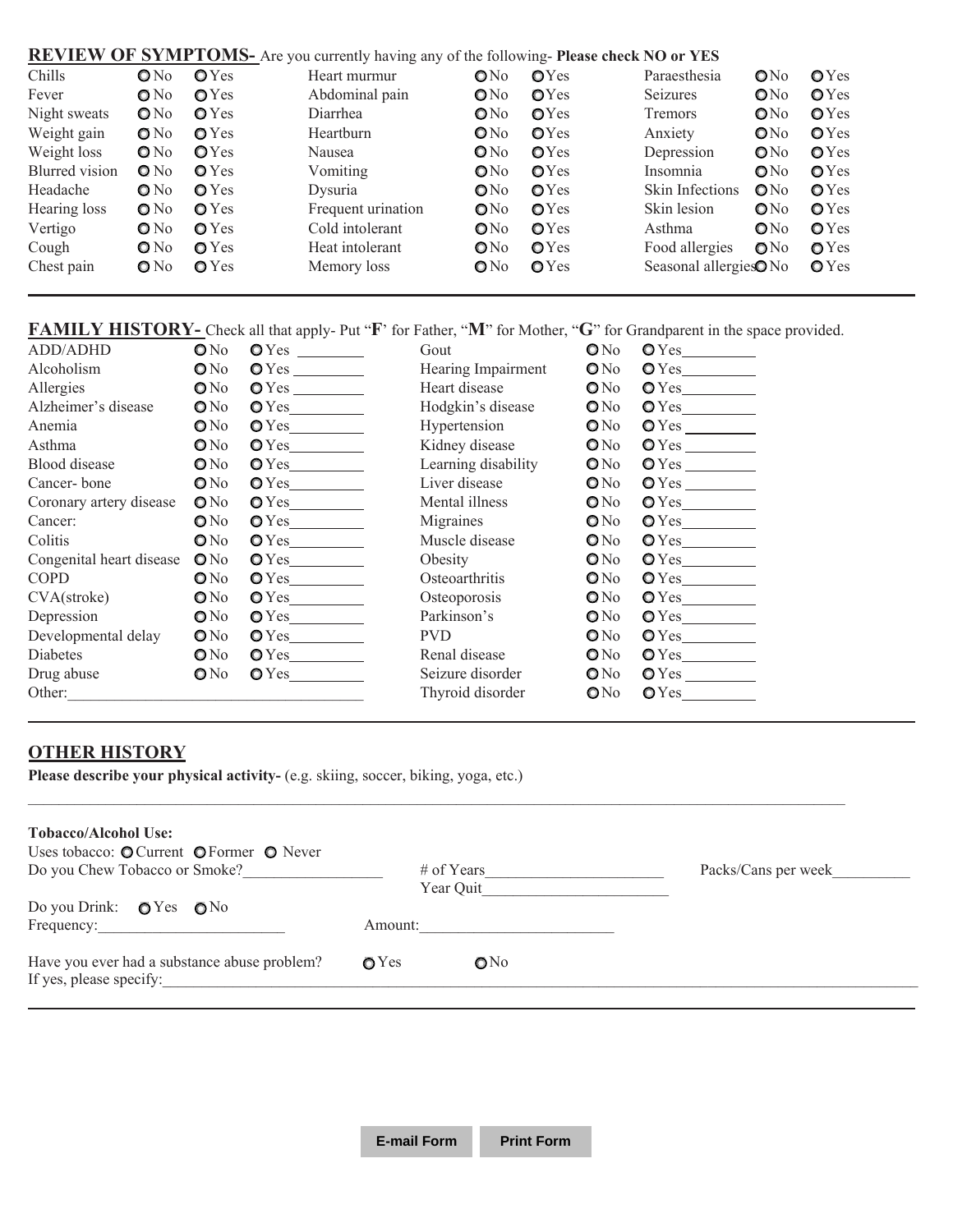## REVIEW OF SYMPTOMS- Are you currently having any of the following- **Please check NO or YES**

| | | | | | | | | |
|---|---|---|---|---|---|---|---|---|
| Chills | ○ No | ○ Yes | Heart murmur | ○ No | ○ Yes | Paraesthesia | ○ No | ○ Yes |
| Fever | ○ No | ○ Yes | Abdominal pain | ○ No | ○ Yes | Seizures | ○ No | ○ Yes |
| Night sweats | ○ No | ○ Yes | Diarrhea | ○ No | ○ Yes | Tremors | ○ No | ○ Yes |
| Weight gain | ○ No | ○ Yes | Heartburn | ○ No | ○ Yes | Anxiety | ○ No | ○ Yes |
| Weight loss | ○ No | ○ Yes | Nausea | ○ No | ○ Yes | Depression | ○ No | ○ Yes |
| Blurred vision | ○ No | ○ Yes | Vomiting | ○ No | ○ Yes | Insomnia | ○ No | ○ Yes |
| Headache | ○ No | ○ Yes | Dysuria | ○ No | ○ Yes | Skin Infections | ○ No | ○ Yes |
| Hearing loss | ○ No | ○ Yes | Frequent urination | ○ No | ○ Yes | Skin lesion | ○ No | ○ Yes |
| Vertigo | ○ No | ○ Yes | Cold intolerant | ○ No | ○ Yes | Asthma | ○ No | ○ Yes |
| Cough | ○ No | ○ Yes | Heat intolerant | ○ No | ○ Yes | Food allergies | ○ No | ○ Yes |
| Chest pain | ○ No | ○ Yes | Memory loss | ○ No | ○ Yes | Seasonal allergies | ○ No | ○ Yes |

## FAMILY HISTORY- Check all that apply- Put "**F**' for Father, "**M**" for Mother, "**G**" for Grandparent in the space provided.

| | | | | | |
|---|---|---|---|---|---|
| ADD/ADHD | ○ No | ○ Yes ________ | Gout | ○ No | ○ Yes________ |
| Alcoholism | ○ No | ○ Yes ________ | Hearing Impairment | ○ No | ○ Yes________ |
| Allergies | ○ No | ○ Yes ________ | Heart disease | ○ No | ○ Yes________ |
| Alzheimer's disease | ○ No | ○ Yes________ | Hodgkin's disease | ○ No | ○ Yes________ |
| Anemia | ○ No | ○ Yes________ | Hypertension | ○ No | ○ Yes ________ |
| Asthma | ○ No | ○ Yes________ | Kidney disease | ○ No | ○ Yes ________ |
| Blood disease | ○ No | ○ Yes________ | Learning disability | ○ No | ○ Yes ________ |
| Cancer- bone | ○ No | ○ Yes________ | Liver disease | ○ No | ○ Yes ________ |
| Coronary artery disease | ○ No | ○ Yes________ | Mental illness | ○ No | ○ Yes________ |
| Cancer: | ○ No | ○ Yes________ | Migraines | ○ No | ○ Yes________ |
| Colitis | ○ No | ○ Yes________ | Muscle disease | ○ No | ○ Yes________ |
| Congenital heart disease | ○ No | ○ Yes________ | Obesity | ○ No | ○ Yes________ |
| COPD | ○ No | ○ Yes________ | Osteoarthritis | ○ No | ○ Yes________ |
| CVA(stroke) | ○ No | ○ Yes________ | Osteoporosis | ○ No | ○ Yes________ |
| Depression | ○ No | ○ Yes________ | Parkinson's | ○ No | ○ Yes________ |
| Developmental delay | ○ No | ○ Yes________ | PVD | ○ No | ○ Yes________ |
| Diabetes | ○ No | ○ Yes________ | Renal disease | ○ No | ○ Yes________ |
| Drug abuse | ○ No | ○ Yes________ | Seizure disorder | ○ No | ○ Yes ________ |
| Other:____________________________ | | | Thyroid disorder | ○ No | ○ Yes________ |

## OTHER HISTORY

**Please describe your physical activity-** (e.g. skiing, soccer, biking, yoga, etc.)

______________________________________________________________________________

**Tobacco/Alcohol Use:**

Uses tobacco: ○ Current ○ Former ○ Never

Do you Chew Tobacco or Smoke?_________________ # of Years_______________________ Packs/Cans per week__________

Year Quit________________________

Do you Drink: ○ Yes ○ No

Frequency:________________________ Amount:________________________

Have you ever had a substance abuse problem? ○ Yes ○ No

If yes, please specify:______________________________________________________________________________

E-mail Form | Print Form